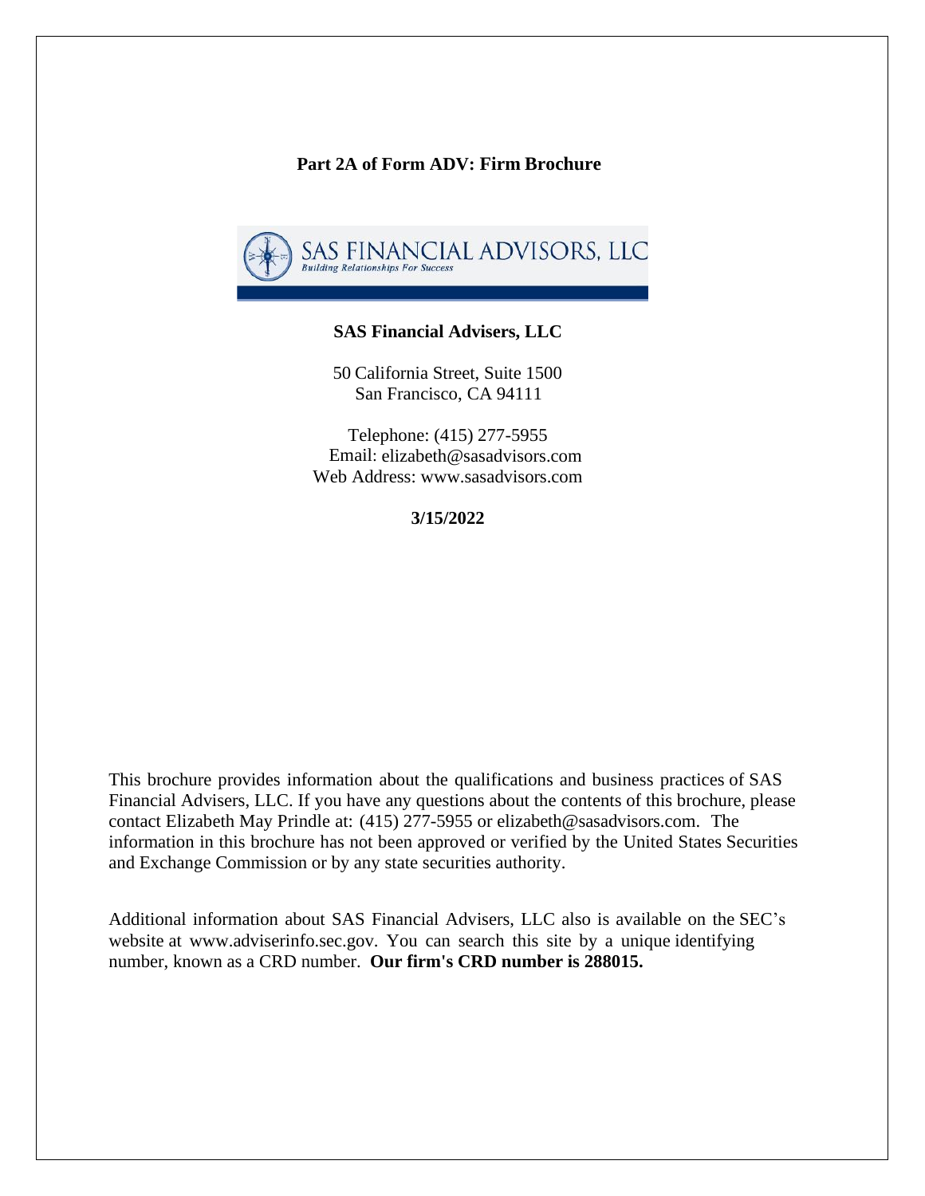# Part 2A of Form ADV: Firm Brochure

SAS FINANCIAL ADVISORS, LLC
*Building Relationships For Success*

**SAS Financial Advisers, LLC**

50 California Street, Suite 1500
San Francisco, CA 94111

Telephone: (415) 277-5955
Email: elizabeth@sasadvisors.com
Web Address: www.sasadvisors.com

**3/15/2022**

This brochure provides information about the qualifications and business practices of SAS Financial Advisers, LLC. If you have any questions about the contents of this brochure, please contact Elizabeth May Prindle at: (415) 277-5955 or elizabeth@sasadvisors.com. The information in this brochure has not been approved or verified by the United States Securities and Exchange Commission or by any state securities authority.

Additional information about SAS Financial Advisers, LLC also is available on the SEC's website at www.adviserinfo.sec.gov. You can search this site by a unique identifying number, known as a CRD number. **Our firm's CRD number is 288015.**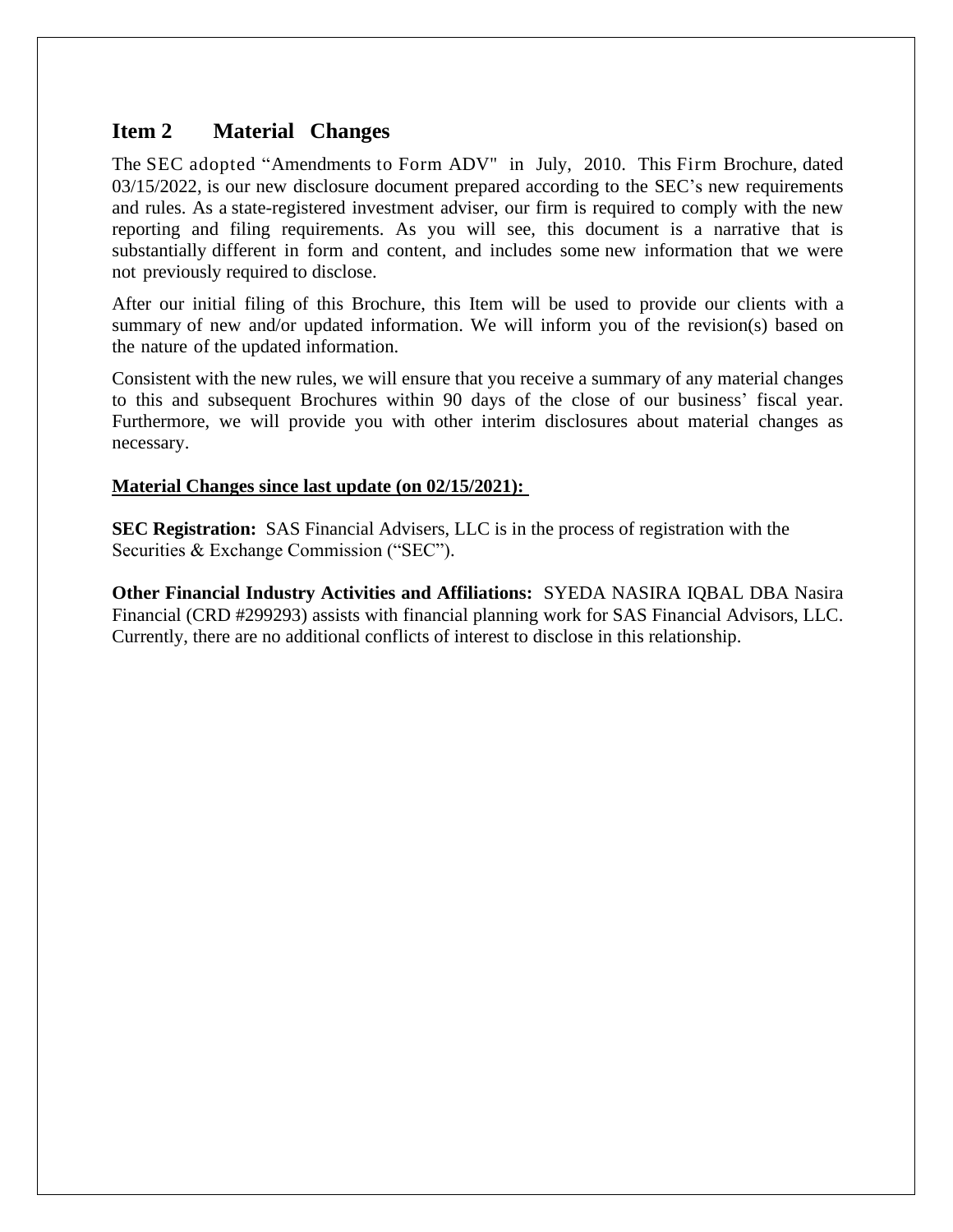## Item 2 Material Changes

The SEC adopted "Amendments to Form ADV" in July, 2010. This Firm Brochure, dated 03/15/2022, is our new disclosure document prepared according to the SEC's new requirements and rules. As a state-registered investment adviser, our firm is required to comply with the new reporting and filing requirements. As you will see, this document is a narrative that is substantially different in form and content, and includes some new information that we were not previously required to disclose.

After our initial filing of this Brochure, this Item will be used to provide our clients with a summary of new and/or updated information. We will inform you of the revision(s) based on the nature of the updated information.

Consistent with the new rules, we will ensure that you receive a summary of any material changes to this and subsequent Brochures within 90 days of the close of our business' fiscal year. Furthermore, we will provide you with other interim disclosures about material changes as necessary.

**Material Changes since last update (on 02/15/2021):**

**SEC Registration:** SAS Financial Advisers, LLC is in the process of registration with the Securities & Exchange Commission ("SEC").

**Other Financial Industry Activities and Affiliations:** SYEDA NASIRA IQBAL DBA Nasira Financial (CRD #299293) assists with financial planning work for SAS Financial Advisors, LLC. Currently, there are no additional conflicts of interest to disclose in this relationship.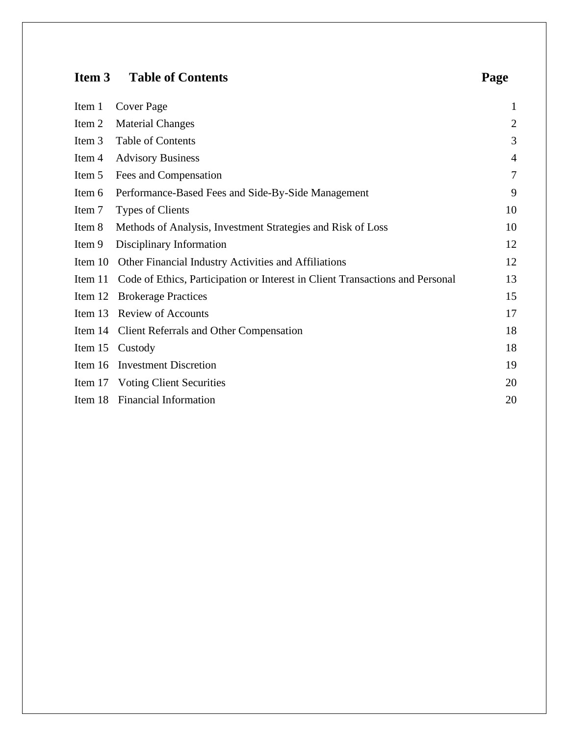## Item 3 Table of Contents

| Item | Title | Page |
|---|---|---|
| Item 1 | Cover Page | 1 |
| Item 2 | Material Changes | 2 |
| Item 3 | Table of Contents | 3 |
| Item 4 | Advisory Business | 4 |
| Item 5 | Fees and Compensation | 7 |
| Item 6 | Performance-Based Fees and Side-By-Side Management | 9 |
| Item 7 | Types of Clients | 10 |
| Item 8 | Methods of Analysis, Investment Strategies and Risk of Loss | 10 |
| Item 9 | Disciplinary Information | 12 |
| Item 10 | Other Financial Industry Activities and Affiliations | 12 |
| Item 11 | Code of Ethics, Participation or Interest in Client Transactions and Personal | 13 |
| Item 12 | Brokerage Practices | 15 |
| Item 13 | Review of Accounts | 17 |
| Item 14 | Client Referrals and Other Compensation | 18 |
| Item 15 | Custody | 18 |
| Item 16 | Investment Discretion | 19 |
| Item 17 | Voting Client Securities | 20 |
| Item 18 | Financial Information | 20 |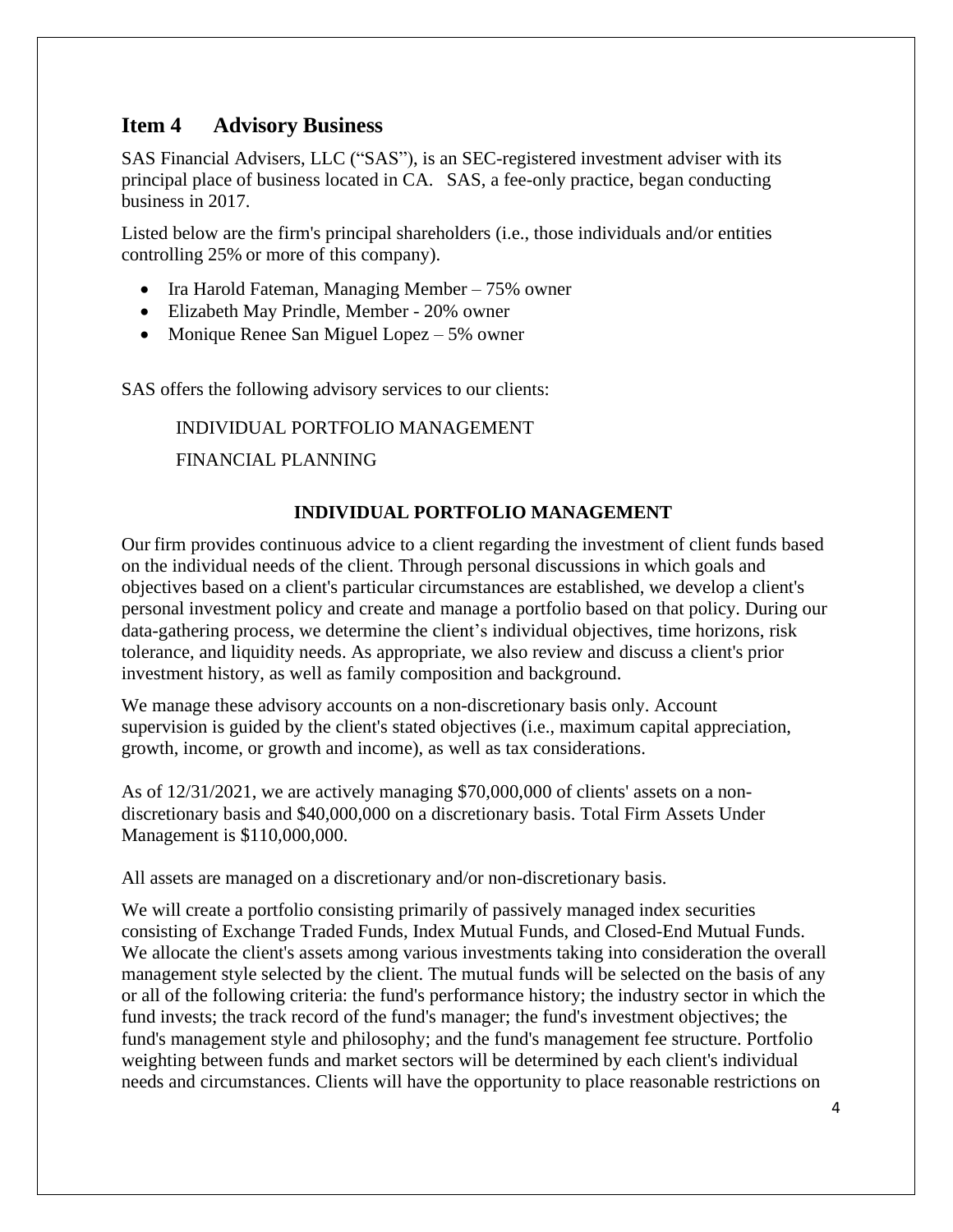## Item 4 Advisory Business

SAS Financial Advisers, LLC ("SAS"), is an SEC-registered investment adviser with its principal place of business located in CA. SAS, a fee-only practice, began conducting business in 2017.

Listed below are the firm's principal shareholders (i.e., those individuals and/or entities controlling 25% or more of this company).

- Ira Harold Fateman, Managing Member – 75% owner
- Elizabeth May Prindle, Member - 20% owner
- Monique Renee San Miguel Lopez – 5% owner

SAS offers the following advisory services to our clients:

INDIVIDUAL PORTFOLIO MANAGEMENT

FINANCIAL PLANNING

**INDIVIDUAL PORTFOLIO MANAGEMENT**

Our firm provides continuous advice to a client regarding the investment of client funds based on the individual needs of the client. Through personal discussions in which goals and objectives based on a client's particular circumstances are established, we develop a client's personal investment policy and create and manage a portfolio based on that policy. During our data-gathering process, we determine the client's individual objectives, time horizons, risk tolerance, and liquidity needs. As appropriate, we also review and discuss a client's prior investment history, as well as family composition and background.

We manage these advisory accounts on a non-discretionary basis only. Account supervision is guided by the client's stated objectives (i.e., maximum capital appreciation, growth, income, or growth and income), as well as tax considerations.

As of 12/31/2021, we are actively managing $70,000,000 of clients' assets on a non-discretionary basis and $40,000,000 on a discretionary basis. Total Firm Assets Under Management is $110,000,000.

All assets are managed on a discretionary and/or non-discretionary basis.

We will create a portfolio consisting primarily of passively managed index securities consisting of Exchange Traded Funds, Index Mutual Funds, and Closed-End Mutual Funds. We allocate the client's assets among various investments taking into consideration the overall management style selected by the client. The mutual funds will be selected on the basis of any or all of the following criteria: the fund's performance history; the industry sector in which the fund invests; the track record of the fund's manager; the fund's investment objectives; the fund's management style and philosophy; and the fund's management fee structure. Portfolio weighting between funds and market sectors will be determined by each client's individual needs and circumstances. Clients will have the opportunity to place reasonable restrictions on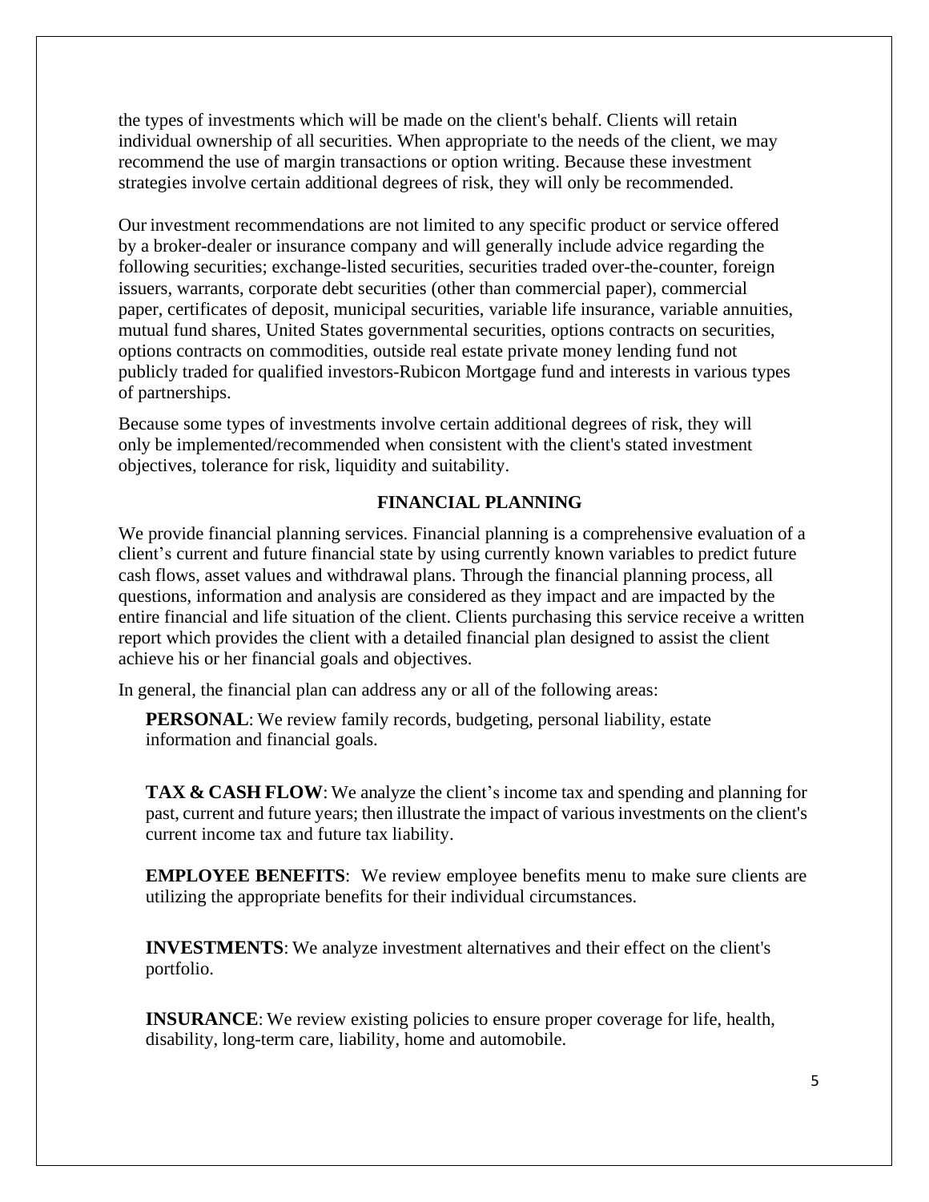the types of investments which will be made on the client's behalf. Clients will retain individual ownership of all securities. When appropriate to the needs of the client, we may recommend the use of margin transactions or option writing. Because these investment strategies involve certain additional degrees of risk, they will only be recommended.

Our investment recommendations are not limited to any specific product or service offered by a broker-dealer or insurance company and will generally include advice regarding the following securities; exchange-listed securities, securities traded over-the-counter, foreign issuers, warrants, corporate debt securities (other than commercial paper), commercial paper, certificates of deposit, municipal securities, variable life insurance, variable annuities, mutual fund shares, United States governmental securities, options contracts on securities, options contracts on commodities, outside real estate private money lending fund not publicly traded for qualified investors-Rubicon Mortgage fund and interests in various types of partnerships.

Because some types of investments involve certain additional degrees of risk, they will only be implemented/recommended when consistent with the client's stated investment objectives, tolerance for risk, liquidity and suitability.

## FINANCIAL PLANNING

We provide financial planning services. Financial planning is a comprehensive evaluation of a client's current and future financial state by using currently known variables to predict future cash flows, asset values and withdrawal plans. Through the financial planning process, all questions, information and analysis are considered as they impact and are impacted by the entire financial and life situation of the client. Clients purchasing this service receive a written report which provides the client with a detailed financial plan designed to assist the client achieve his or her financial goals and objectives.

In general, the financial plan can address any or all of the following areas:

**PERSONAL**: We review family records, budgeting, personal liability, estate information and financial goals.

**TAX & CASH FLOW**: We analyze the client's income tax and spending and planning for past, current and future years; then illustrate the impact of various investments on the client's current income tax and future tax liability.

**EMPLOYEE BENEFITS**: We review employee benefits menu to make sure clients are utilizing the appropriate benefits for their individual circumstances.

**INVESTMENTS**: We analyze investment alternatives and their effect on the client's portfolio.

**INSURANCE**: We review existing policies to ensure proper coverage for life, health, disability, long-term care, liability, home and automobile.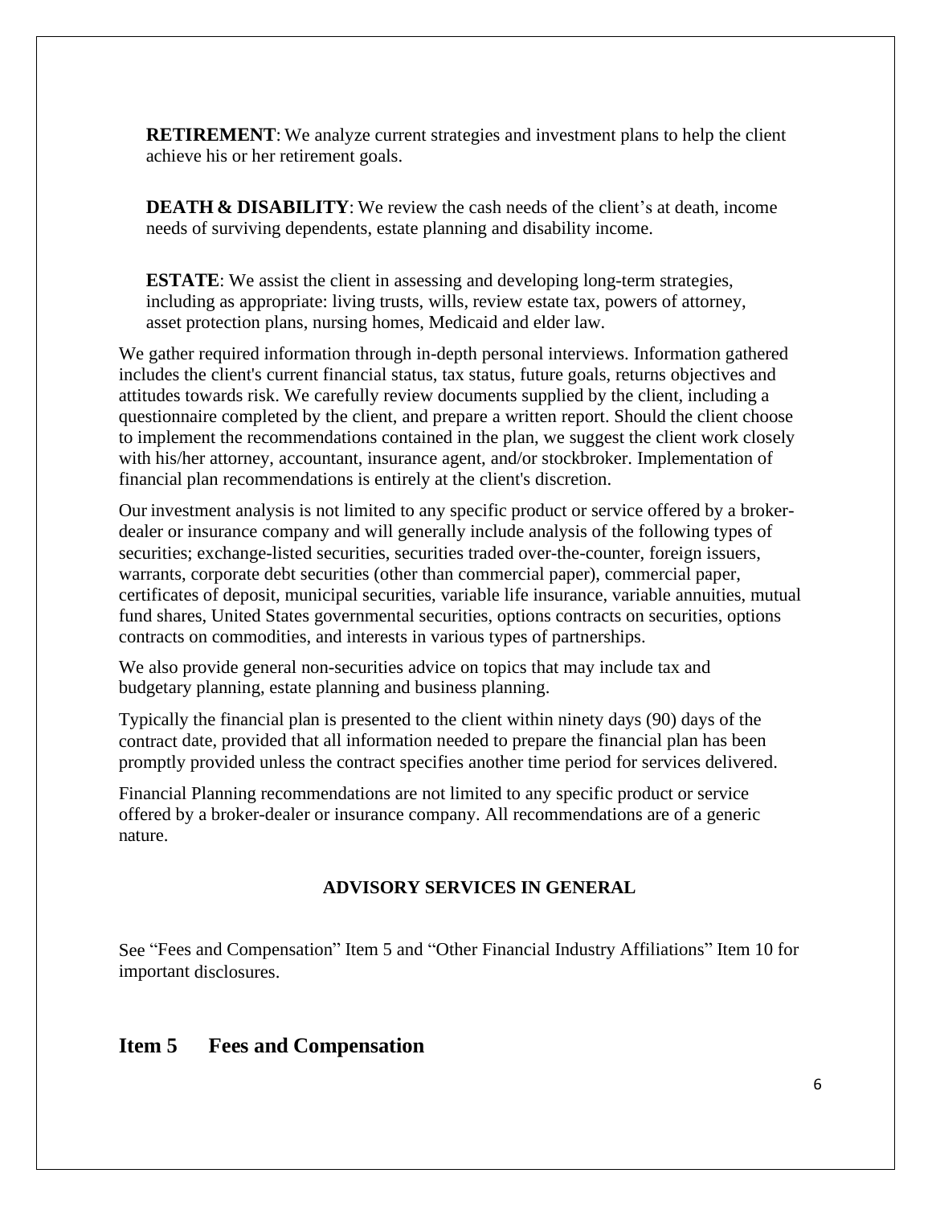**RETIREMENT**: We analyze current strategies and investment plans to help the client achieve his or her retirement goals.

**DEATH & DISABILITY**: We review the cash needs of the client's at death, income needs of surviving dependents, estate planning and disability income.

**ESTATE**: We assist the client in assessing and developing long-term strategies, including as appropriate: living trusts, wills, review estate tax, powers of attorney, asset protection plans, nursing homes, Medicaid and elder law.

We gather required information through in-depth personal interviews. Information gathered includes the client's current financial status, tax status, future goals, returns objectives and attitudes towards risk. We carefully review documents supplied by the client, including a questionnaire completed by the client, and prepare a written report. Should the client choose to implement the recommendations contained in the plan, we suggest the client work closely with his/her attorney, accountant, insurance agent, and/or stockbroker. Implementation of financial plan recommendations is entirely at the client's discretion.

Our investment analysis is not limited to any specific product or service offered by a broker-dealer or insurance company and will generally include analysis of the following types of securities; exchange-listed securities, securities traded over-the-counter, foreign issuers, warrants, corporate debt securities (other than commercial paper), commercial paper, certificates of deposit, municipal securities, variable life insurance, variable annuities, mutual fund shares, United States governmental securities, options contracts on securities, options contracts on commodities, and interests in various types of partnerships.

We also provide general non-securities advice on topics that may include tax and budgetary planning, estate planning and business planning.

Typically the financial plan is presented to the client within ninety days (90) days of the contract date, provided that all information needed to prepare the financial plan has been promptly provided unless the contract specifies another time period for services delivered.

Financial Planning recommendations are not limited to any specific product or service offered by a broker-dealer or insurance company. All recommendations are of a generic nature.

**ADVISORY SERVICES IN GENERAL**

See "Fees and Compensation" Item 5 and "Other Financial Industry Affiliations" Item 10 for important disclosures.

## Item 5 Fees and Compensation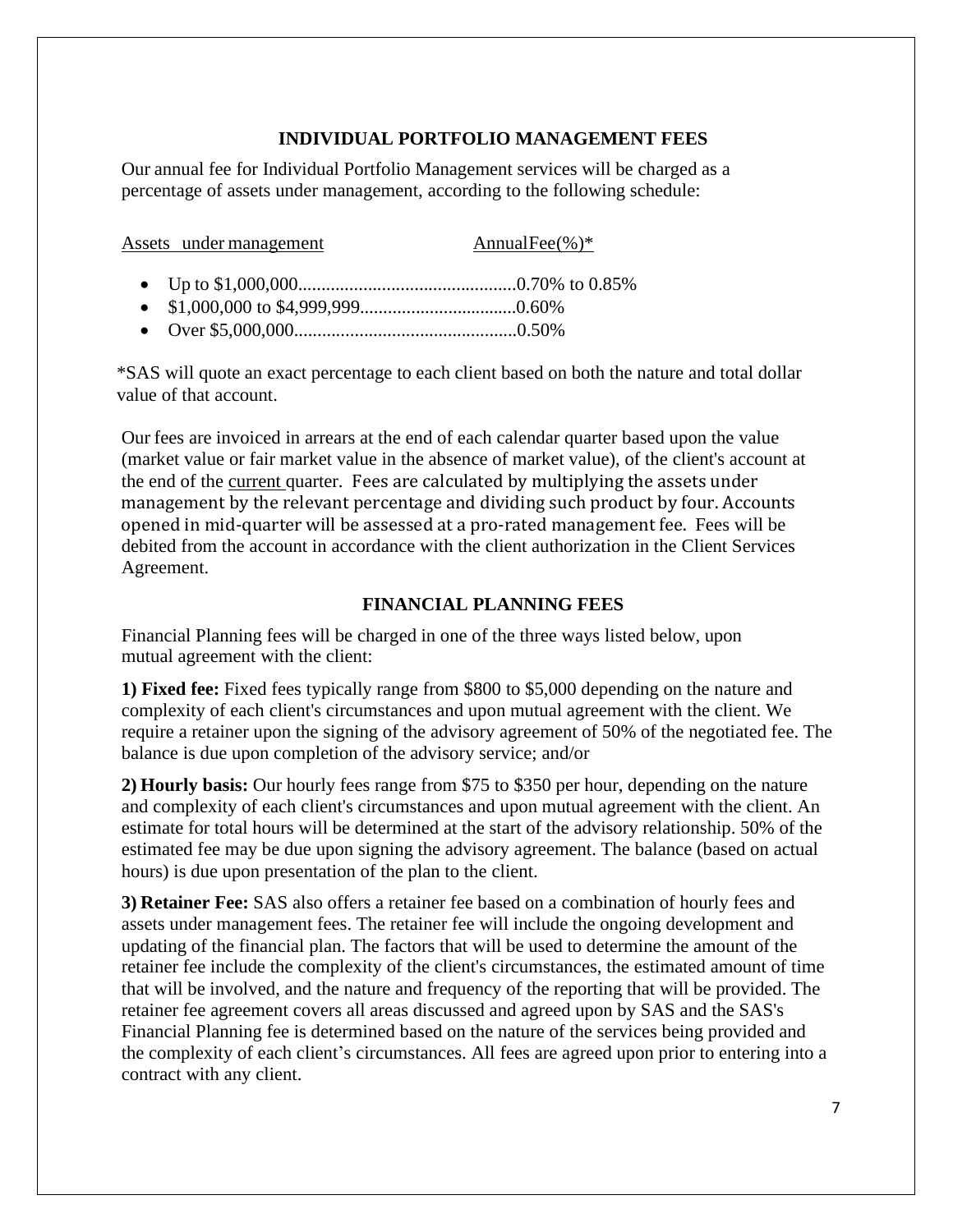## INDIVIDUAL PORTFOLIO MANAGEMENT FEES

Our annual fee for Individual Portfolio Management services will be charged as a percentage of assets under management, according to the following schedule:

<u>Assets under management</u>   <u>AnnualFee(%)*</u>

- Up to $1,000,000...............................................0.70% to 0.85%
- $1,000,000 to $4,999,999..................................0.60%
- Over $5,000,000................................................0.50%

*SAS will quote an exact percentage to each client based on both the nature and total dollar value of that account.

Our fees are invoiced in arrears at the end of each calendar quarter based upon the value (market value or fair market value in the absence of market value), of the client's account at the end of the <u>current</u> quarter. Fees are calculated by multiplying the assets under management by the relevant percentage and dividing such product by four. Accounts opened in mid-quarter will be assessed at a pro-rated management fee. Fees will be debited from the account in accordance with the client authorization in the Client Services Agreement.

## FINANCIAL PLANNING FEES

Financial Planning fees will be charged in one of the three ways listed below, upon mutual agreement with the client:

**1) Fixed fee:** Fixed fees typically range from $800 to $5,000 depending on the nature and complexity of each client's circumstances and upon mutual agreement with the client. We require a retainer upon the signing of the advisory agreement of 50% of the negotiated fee. The balance is due upon completion of the advisory service; and/or

**2) Hourly basis:** Our hourly fees range from $75 to $350 per hour, depending on the nature and complexity of each client's circumstances and upon mutual agreement with the client. An estimate for total hours will be determined at the start of the advisory relationship. 50% of the estimated fee may be due upon signing the advisory agreement. The balance (based on actual hours) is due upon presentation of the plan to the client.

**3) Retainer Fee:** SAS also offers a retainer fee based on a combination of hourly fees and assets under management fees. The retainer fee will include the ongoing development and updating of the financial plan. The factors that will be used to determine the amount of the retainer fee include the complexity of the client's circumstances, the estimated amount of time that will be involved, and the nature and frequency of the reporting that will be provided. The retainer fee agreement covers all areas discussed and agreed upon by SAS and the SAS's Financial Planning fee is determined based on the nature of the services being provided and the complexity of each client's circumstances. All fees are agreed upon prior to entering into a contract with any client.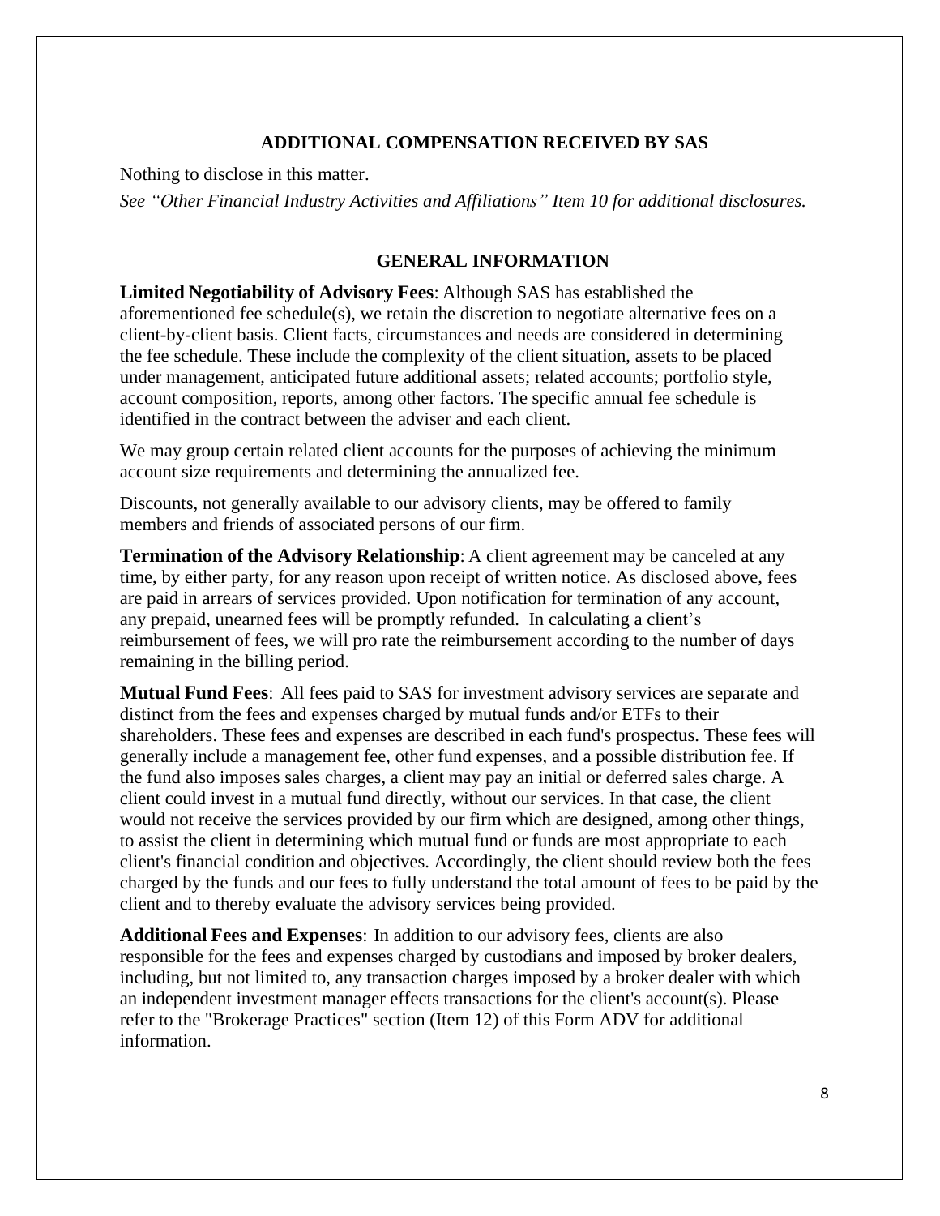## ADDITIONAL COMPENSATION RECEIVED BY SAS

Nothing to disclose in this matter.

*See "Other Financial Industry Activities and Affiliations" Item 10 for additional disclosures.*

## GENERAL INFORMATION

**Limited Negotiability of Advisory Fees**: Although SAS has established the aforementioned fee schedule(s), we retain the discretion to negotiate alternative fees on a client-by-client basis. Client facts, circumstances and needs are considered in determining the fee schedule. These include the complexity of the client situation, assets to be placed under management, anticipated future additional assets; related accounts; portfolio style, account composition, reports, among other factors. The specific annual fee schedule is identified in the contract between the adviser and each client.

We may group certain related client accounts for the purposes of achieving the minimum account size requirements and determining the annualized fee.

Discounts, not generally available to our advisory clients, may be offered to family members and friends of associated persons of our firm.

**Termination of the Advisory Relationship**: A client agreement may be canceled at any time, by either party, for any reason upon receipt of written notice. As disclosed above, fees are paid in arrears of services provided. Upon notification for termination of any account, any prepaid, unearned fees will be promptly refunded. In calculating a client's reimbursement of fees, we will pro rate the reimbursement according to the number of days remaining in the billing period.

**Mutual Fund Fees**: All fees paid to SAS for investment advisory services are separate and distinct from the fees and expenses charged by mutual funds and/or ETFs to their shareholders. These fees and expenses are described in each fund's prospectus. These fees will generally include a management fee, other fund expenses, and a possible distribution fee. If the fund also imposes sales charges, a client may pay an initial or deferred sales charge. A client could invest in a mutual fund directly, without our services. In that case, the client would not receive the services provided by our firm which are designed, among other things, to assist the client in determining which mutual fund or funds are most appropriate to each client's financial condition and objectives. Accordingly, the client should review both the fees charged by the funds and our fees to fully understand the total amount of fees to be paid by the client and to thereby evaluate the advisory services being provided.

**Additional Fees and Expenses**: In addition to our advisory fees, clients are also responsible for the fees and expenses charged by custodians and imposed by broker dealers, including, but not limited to, any transaction charges imposed by a broker dealer with which an independent investment manager effects transactions for the client's account(s). Please refer to the "Brokerage Practices" section (Item 12) of this Form ADV for additional information.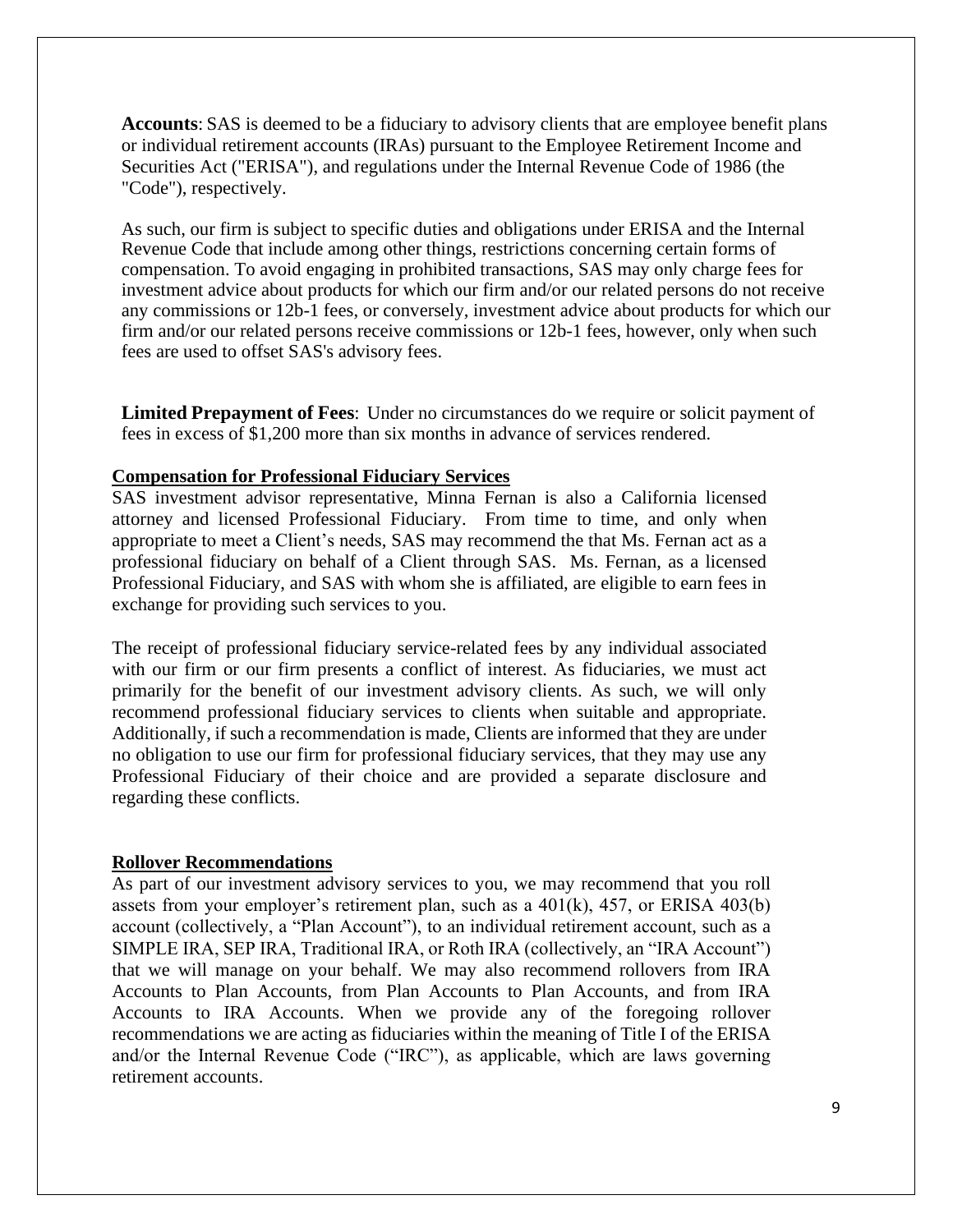**Accounts**: SAS is deemed to be a fiduciary to advisory clients that are employee benefit plans or individual retirement accounts (IRAs) pursuant to the Employee Retirement Income and Securities Act ("ERISA"), and regulations under the Internal Revenue Code of 1986 (the "Code"), respectively.

As such, our firm is subject to specific duties and obligations under ERISA and the Internal Revenue Code that include among other things, restrictions concerning certain forms of compensation. To avoid engaging in prohibited transactions, SAS may only charge fees for investment advice about products for which our firm and/or our related persons do not receive any commissions or 12b-1 fees, or conversely, investment advice about products for which our firm and/or our related persons receive commissions or 12b-1 fees, however, only when such fees are used to offset SAS's advisory fees.

**Limited Prepayment of Fees**: Under no circumstances do we require or solicit payment of fees in excess of $1,200 more than six months in advance of services rendered.

## Compensation for Professional Fiduciary Services

SAS investment advisor representative, Minna Fernan is also a California licensed attorney and licensed Professional Fiduciary. From time to time, and only when appropriate to meet a Client's needs, SAS may recommend the that Ms. Fernan act as a professional fiduciary on behalf of a Client through SAS. Ms. Fernan, as a licensed Professional Fiduciary, and SAS with whom she is affiliated, are eligible to earn fees in exchange for providing such services to you.

The receipt of professional fiduciary service-related fees by any individual associated with our firm or our firm presents a conflict of interest. As fiduciaries, we must act primarily for the benefit of our investment advisory clients. As such, we will only recommend professional fiduciary services to clients when suitable and appropriate. Additionally, if such a recommendation is made, Clients are informed that they are under no obligation to use our firm for professional fiduciary services, that they may use any Professional Fiduciary of their choice and are provided a separate disclosure and regarding these conflicts.

## Rollover Recommendations

As part of our investment advisory services to you, we may recommend that you roll assets from your employer's retirement plan, such as a 401(k), 457, or ERISA 403(b) account (collectively, a "Plan Account"), to an individual retirement account, such as a SIMPLE IRA, SEP IRA, Traditional IRA, or Roth IRA (collectively, an "IRA Account") that we will manage on your behalf. We may also recommend rollovers from IRA Accounts to Plan Accounts, from Plan Accounts to Plan Accounts, and from IRA Accounts to IRA Accounts. When we provide any of the foregoing rollover recommendations we are acting as fiduciaries within the meaning of Title I of the ERISA and/or the Internal Revenue Code ("IRC"), as applicable, which are laws governing retirement accounts.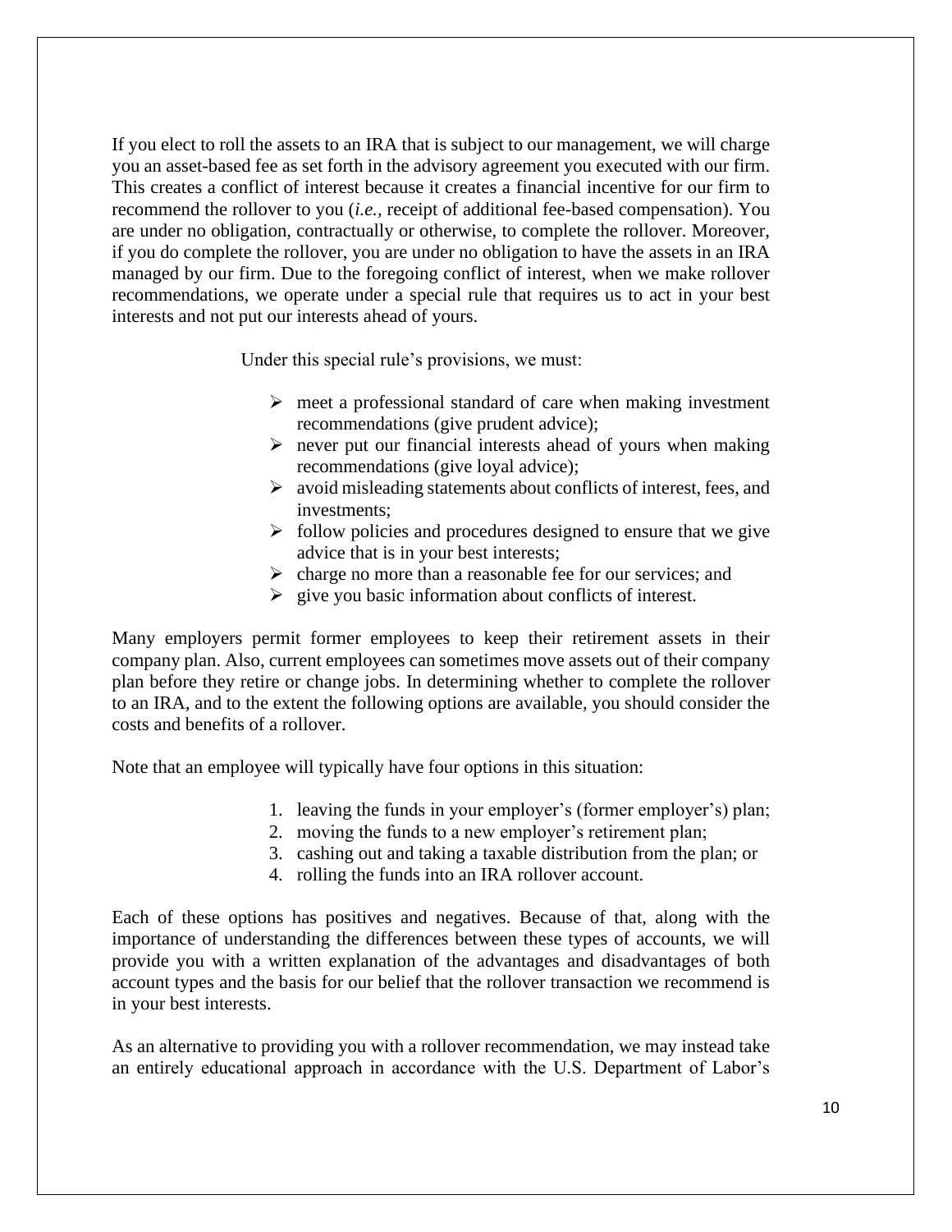If you elect to roll the assets to an IRA that is subject to our management, we will charge you an asset-based fee as set forth in the advisory agreement you executed with our firm. This creates a conflict of interest because it creates a financial incentive for our firm to recommend the rollover to you (*i.e.*, receipt of additional fee-based compensation). You are under no obligation, contractually or otherwise, to complete the rollover. Moreover, if you do complete the rollover, you are under no obligation to have the assets in an IRA managed by our firm. Due to the foregoing conflict of interest, when we make rollover recommendations, we operate under a special rule that requires us to act in your best interests and not put our interests ahead of yours.

Under this special rule's provisions, we must:

- meet a professional standard of care when making investment recommendations (give prudent advice);
- never put our financial interests ahead of yours when making recommendations (give loyal advice);
- avoid misleading statements about conflicts of interest, fees, and investments;
- follow policies and procedures designed to ensure that we give advice that is in your best interests;
- charge no more than a reasonable fee for our services; and
- give you basic information about conflicts of interest.

Many employers permit former employees to keep their retirement assets in their company plan. Also, current employees can sometimes move assets out of their company plan before they retire or change jobs. In determining whether to complete the rollover to an IRA, and to the extent the following options are available, you should consider the costs and benefits of a rollover.

Note that an employee will typically have four options in this situation:

1. leaving the funds in your employer's (former employer's) plan;
2. moving the funds to a new employer's retirement plan;
3. cashing out and taking a taxable distribution from the plan; or
4. rolling the funds into an IRA rollover account.

Each of these options has positives and negatives. Because of that, along with the importance of understanding the differences between these types of accounts, we will provide you with a written explanation of the advantages and disadvantages of both account types and the basis for our belief that the rollover transaction we recommend is in your best interests.

As an alternative to providing you with a rollover recommendation, we may instead take an entirely educational approach in accordance with the U.S. Department of Labor's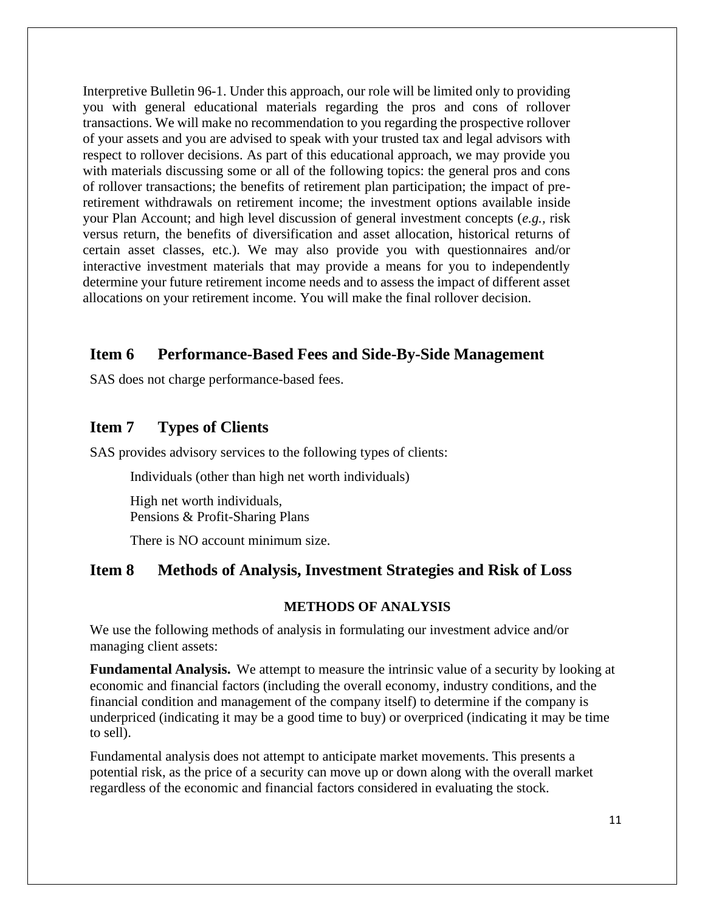Interpretive Bulletin 96-1. Under this approach, our role will be limited only to providing you with general educational materials regarding the pros and cons of rollover transactions. We will make no recommendation to you regarding the prospective rollover of your assets and you are advised to speak with your trusted tax and legal advisors with respect to rollover decisions. As part of this educational approach, we may provide you with materials discussing some or all of the following topics: the general pros and cons of rollover transactions; the benefits of retirement plan participation; the impact of pre-retirement withdrawals on retirement income; the investment options available inside your Plan Account; and high level discussion of general investment concepts (*e.g.*, risk versus return, the benefits of diversification and asset allocation, historical returns of certain asset classes, etc.). We may also provide you with questionnaires and/or interactive investment materials that may provide a means for you to independently determine your future retirement income needs and to assess the impact of different asset allocations on your retirement income. You will make the final rollover decision.

## Item 6 Performance-Based Fees and Side-By-Side Management

SAS does not charge performance-based fees.

## Item 7 Types of Clients

SAS provides advisory services to the following types of clients:

Individuals (other than high net worth individuals)

High net worth individuals,
Pensions & Profit-Sharing Plans

There is NO account minimum size.

## Item 8 Methods of Analysis, Investment Strategies and Risk of Loss

### METHODS OF ANALYSIS

We use the following methods of analysis in formulating our investment advice and/or managing client assets:

**Fundamental Analysis.** We attempt to measure the intrinsic value of a security by looking at economic and financial factors (including the overall economy, industry conditions, and the financial condition and management of the company itself) to determine if the company is underpriced (indicating it may be a good time to buy) or overpriced (indicating it may be time to sell).

Fundamental analysis does not attempt to anticipate market movements. This presents a potential risk, as the price of a security can move up or down along with the overall market regardless of the economic and financial factors considered in evaluating the stock.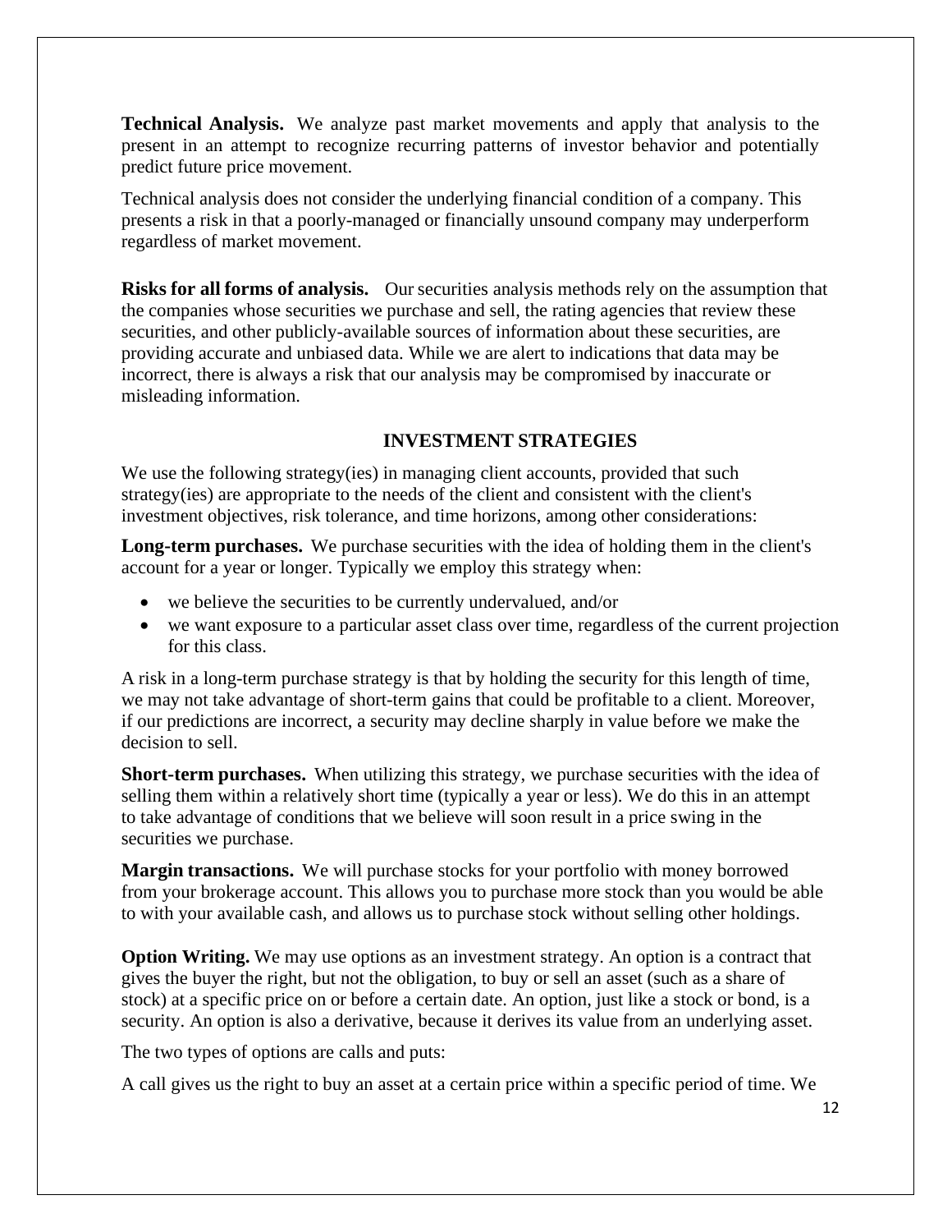**Technical Analysis.** We analyze past market movements and apply that analysis to the present in an attempt to recognize recurring patterns of investor behavior and potentially predict future price movement.

Technical analysis does not consider the underlying financial condition of a company. This presents a risk in that a poorly-managed or financially unsound company may underperform regardless of market movement.

**Risks for all forms of analysis.** Our securities analysis methods rely on the assumption that the companies whose securities we purchase and sell, the rating agencies that review these securities, and other publicly-available sources of information about these securities, are providing accurate and unbiased data. While we are alert to indications that data may be incorrect, there is always a risk that our analysis may be compromised by inaccurate or misleading information.

## INVESTMENT STRATEGIES

We use the following strategy(ies) in managing client accounts, provided that such strategy(ies) are appropriate to the needs of the client and consistent with the client's investment objectives, risk tolerance, and time horizons, among other considerations:

**Long-term purchases.** We purchase securities with the idea of holding them in the client's account for a year or longer. Typically we employ this strategy when:

- we believe the securities to be currently undervalued, and/or
- we want exposure to a particular asset class over time, regardless of the current projection for this class.

A risk in a long-term purchase strategy is that by holding the security for this length of time, we may not take advantage of short-term gains that could be profitable to a client. Moreover, if our predictions are incorrect, a security may decline sharply in value before we make the decision to sell.

**Short-term purchases.** When utilizing this strategy, we purchase securities with the idea of selling them within a relatively short time (typically a year or less). We do this in an attempt to take advantage of conditions that we believe will soon result in a price swing in the securities we purchase.

**Margin transactions.** We will purchase stocks for your portfolio with money borrowed from your brokerage account. This allows you to purchase more stock than you would be able to with your available cash, and allows us to purchase stock without selling other holdings.

**Option Writing.** We may use options as an investment strategy. An option is a contract that gives the buyer the right, but not the obligation, to buy or sell an asset (such as a share of stock) at a specific price on or before a certain date. An option, just like a stock or bond, is a security. An option is also a derivative, because it derives its value from an underlying asset.

The two types of options are calls and puts:

A call gives us the right to buy an asset at a certain price within a specific period of time. We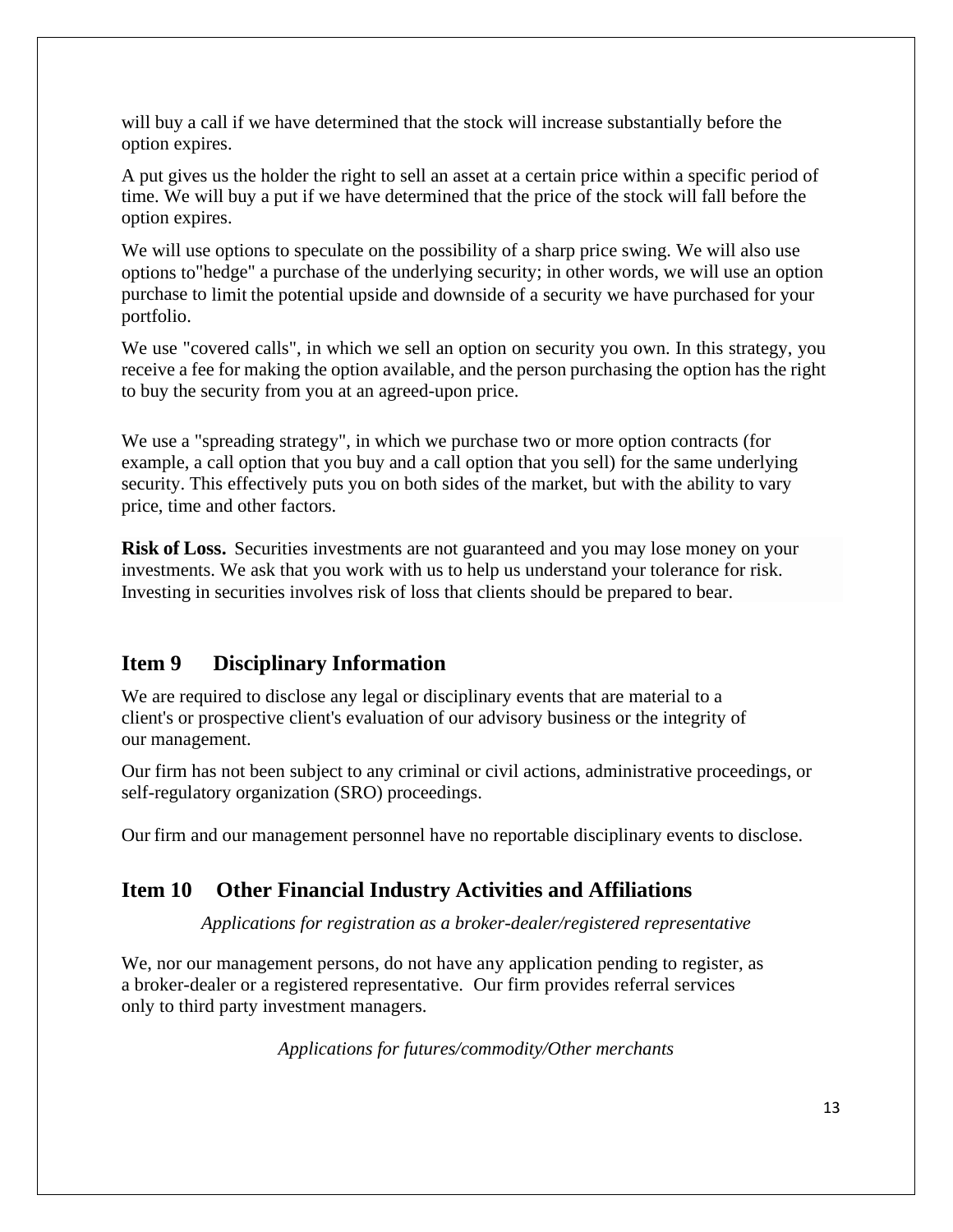will buy a call if we have determined that the stock will increase substantially before the option expires.

A put gives us the holder the right to sell an asset at a certain price within a specific period of time. We will buy a put if we have determined that the price of the stock will fall before the option expires.

We will use options to speculate on the possibility of a sharp price swing. We will also use options to"hedge" a purchase of the underlying security; in other words, we will use an option purchase to limit the potential upside and downside of a security we have purchased for your portfolio.

We use "covered calls", in which we sell an option on security you own. In this strategy, you receive a fee for making the option available, and the person purchasing the option has the right to buy the security from you at an agreed-upon price.

We use a "spreading strategy", in which we purchase two or more option contracts (for example, a call option that you buy and a call option that you sell) for the same underlying security. This effectively puts you on both sides of the market, but with the ability to vary price, time and other factors.

**Risk of Loss.** Securities investments are not guaranteed and you may lose money on your investments. We ask that you work with us to help us understand your tolerance for risk. Investing in securities involves risk of loss that clients should be prepared to bear.

## Item 9 Disciplinary Information

We are required to disclose any legal or disciplinary events that are material to a client's or prospective client's evaluation of our advisory business or the integrity of our management.

Our firm has not been subject to any criminal or civil actions, administrative proceedings, or self-regulatory organization (SRO) proceedings.

Our firm and our management personnel have no reportable disciplinary events to disclose.

## Item 10 Other Financial Industry Activities and Affiliations

*Applications for registration as a broker-dealer/registered representative*

We, nor our management persons, do not have any application pending to register, as a broker-dealer or a registered representative. Our firm provides referral services only to third party investment managers.

*Applications for futures/commodity/Other merchants*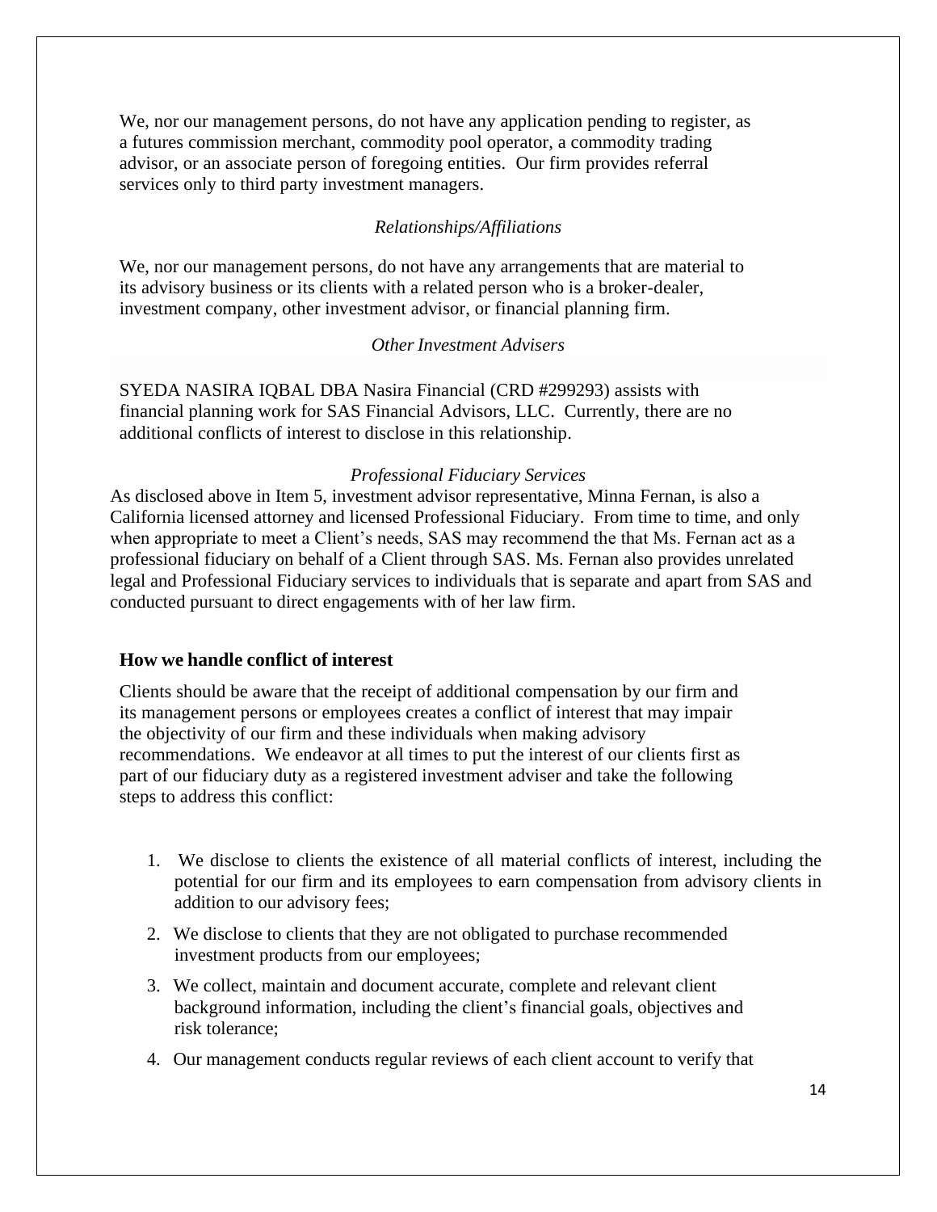We, nor our management persons, do not have any application pending to register, as a futures commission merchant, commodity pool operator, a commodity trading advisor, or an associate person of foregoing entities. Our firm provides referral services only to third party investment managers.

*Relationships/Affiliations*

We, nor our management persons, do not have any arrangements that are material to its advisory business or its clients with a related person who is a broker-dealer, investment company, other investment advisor, or financial planning firm.

*Other Investment Advisers*

SYEDA NASIRA IQBAL DBA Nasira Financial (CRD #299293) assists with financial planning work for SAS Financial Advisors, LLC. Currently, there are no additional conflicts of interest to disclose in this relationship.

*Professional Fiduciary Services*

As disclosed above in Item 5, investment advisor representative, Minna Fernan, is also a California licensed attorney and licensed Professional Fiduciary. From time to time, and only when appropriate to meet a Client's needs, SAS may recommend the that Ms. Fernan act as a professional fiduciary on behalf of a Client through SAS. Ms. Fernan also provides unrelated legal and Professional Fiduciary services to individuals that is separate and apart from SAS and conducted pursuant to direct engagements with of her law firm.

**How we handle conflict of interest**

Clients should be aware that the receipt of additional compensation by our firm and its management persons or employees creates a conflict of interest that may impair the objectivity of our firm and these individuals when making advisory recommendations. We endeavor at all times to put the interest of our clients first as part of our fiduciary duty as a registered investment adviser and take the following steps to address this conflict:

1. We disclose to clients the existence of all material conflicts of interest, including the potential for our firm and its employees to earn compensation from advisory clients in addition to our advisory fees;
2. We disclose to clients that they are not obligated to purchase recommended investment products from our employees;
3. We collect, maintain and document accurate, complete and relevant client background information, including the client's financial goals, objectives and risk tolerance;
4. Our management conducts regular reviews of each client account to verify that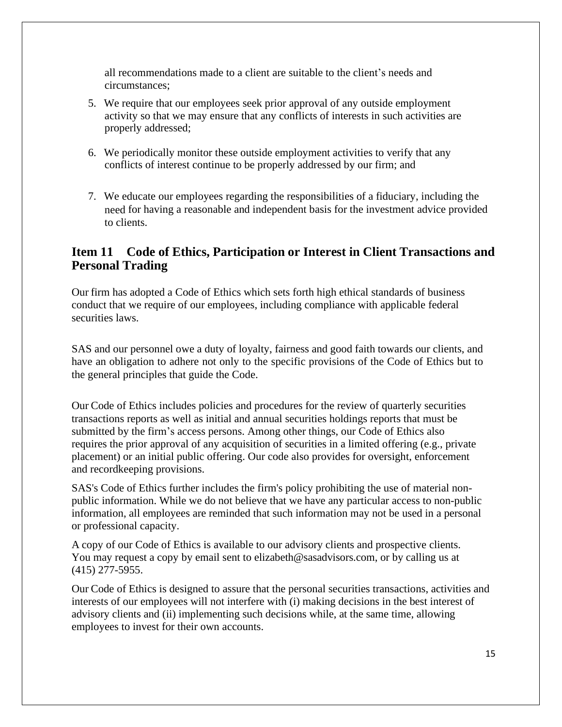all recommendations made to a client are suitable to the client's needs and circumstances;

5. We require that our employees seek prior approval of any outside employment activity so that we may ensure that any conflicts of interests in such activities are properly addressed;

6. We periodically monitor these outside employment activities to verify that any conflicts of interest continue to be properly addressed by our firm; and

7. We educate our employees regarding the responsibilities of a fiduciary, including the need for having a reasonable and independent basis for the investment advice provided to clients.

## Item 11 Code of Ethics, Participation or Interest in Client Transactions and Personal Trading

Our firm has adopted a Code of Ethics which sets forth high ethical standards of business conduct that we require of our employees, including compliance with applicable federal securities laws.

SAS and our personnel owe a duty of loyalty, fairness and good faith towards our clients, and have an obligation to adhere not only to the specific provisions of the Code of Ethics but to the general principles that guide the Code.

Our Code of Ethics includes policies and procedures for the review of quarterly securities transactions reports as well as initial and annual securities holdings reports that must be submitted by the firm's access persons. Among other things, our Code of Ethics also requires the prior approval of any acquisition of securities in a limited offering (e.g., private placement) or an initial public offering. Our code also provides for oversight, enforcement and recordkeeping provisions.

SAS's Code of Ethics further includes the firm's policy prohibiting the use of material non-public information. While we do not believe that we have any particular access to non-public information, all employees are reminded that such information may not be used in a personal or professional capacity.

A copy of our Code of Ethics is available to our advisory clients and prospective clients. You may request a copy by email sent to elizabeth@sasadvisors.com, or by calling us at (415) 277-5955.

Our Code of Ethics is designed to assure that the personal securities transactions, activities and interests of our employees will not interfere with (i) making decisions in the best interest of advisory clients and (ii) implementing such decisions while, at the same time, allowing employees to invest for their own accounts.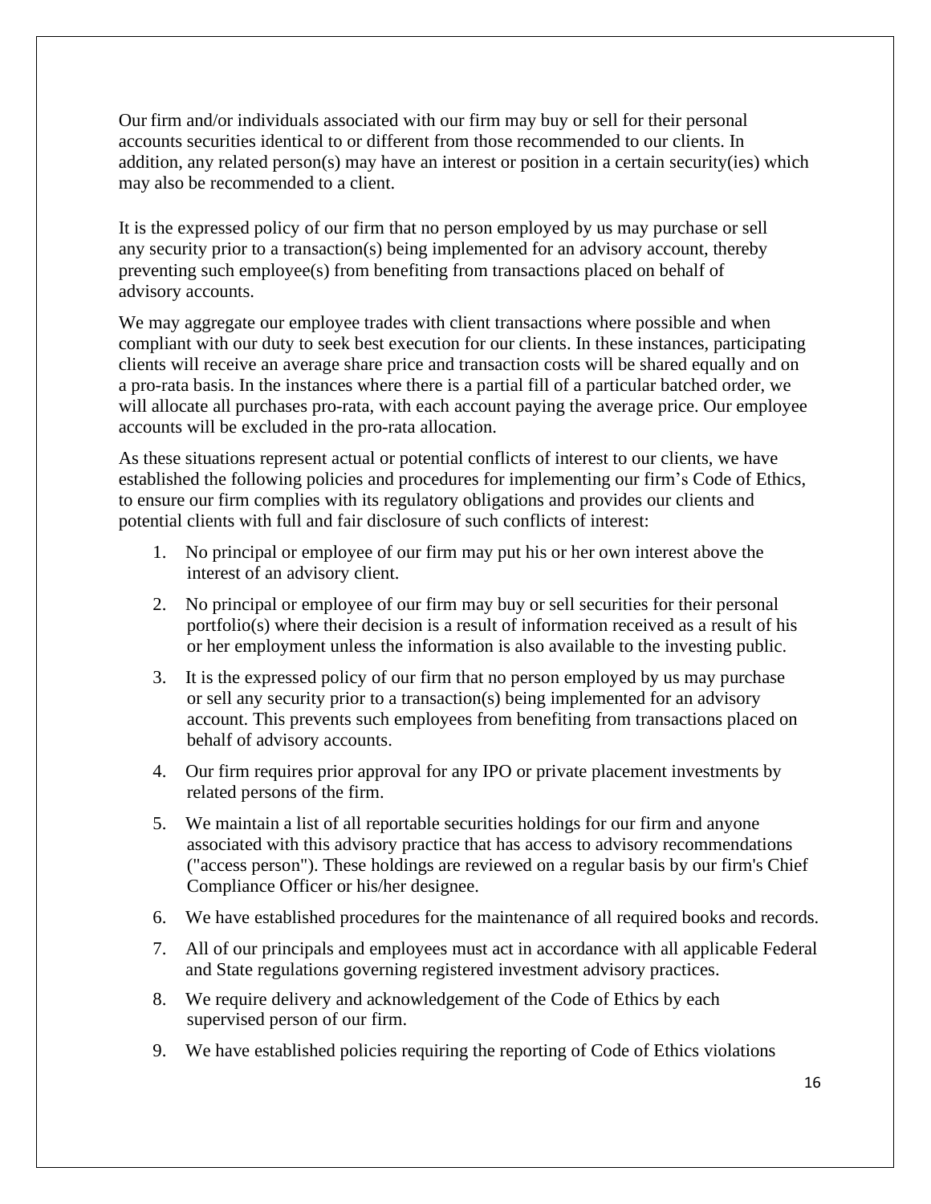Our firm and/or individuals associated with our firm may buy or sell for their personal accounts securities identical to or different from those recommended to our clients. In addition, any related person(s) may have an interest or position in a certain security(ies) which may also be recommended to a client.

It is the expressed policy of our firm that no person employed by us may purchase or sell any security prior to a transaction(s) being implemented for an advisory account, thereby preventing such employee(s) from benefiting from transactions placed on behalf of advisory accounts.

We may aggregate our employee trades with client transactions where possible and when compliant with our duty to seek best execution for our clients. In these instances, participating clients will receive an average share price and transaction costs will be shared equally and on a pro-rata basis. In the instances where there is a partial fill of a particular batched order, we will allocate all purchases pro-rata, with each account paying the average price. Our employee accounts will be excluded in the pro-rata allocation.

As these situations represent actual or potential conflicts of interest to our clients, we have established the following policies and procedures for implementing our firm's Code of Ethics, to ensure our firm complies with its regulatory obligations and provides our clients and potential clients with full and fair disclosure of such conflicts of interest:

1. No principal or employee of our firm may put his or her own interest above the interest of an advisory client.
2. No principal or employee of our firm may buy or sell securities for their personal portfolio(s) where their decision is a result of information received as a result of his or her employment unless the information is also available to the investing public.
3. It is the expressed policy of our firm that no person employed by us may purchase or sell any security prior to a transaction(s) being implemented for an advisory account. This prevents such employees from benefiting from transactions placed on behalf of advisory accounts.
4. Our firm requires prior approval for any IPO or private placement investments by related persons of the firm.
5. We maintain a list of all reportable securities holdings for our firm and anyone associated with this advisory practice that has access to advisory recommendations ("access person"). These holdings are reviewed on a regular basis by our firm's Chief Compliance Officer or his/her designee.
6. We have established procedures for the maintenance of all required books and records.
7. All of our principals and employees must act in accordance with all applicable Federal and State regulations governing registered investment advisory practices.
8. We require delivery and acknowledgement of the Code of Ethics by each supervised person of our firm.
9. We have established policies requiring the reporting of Code of Ethics violations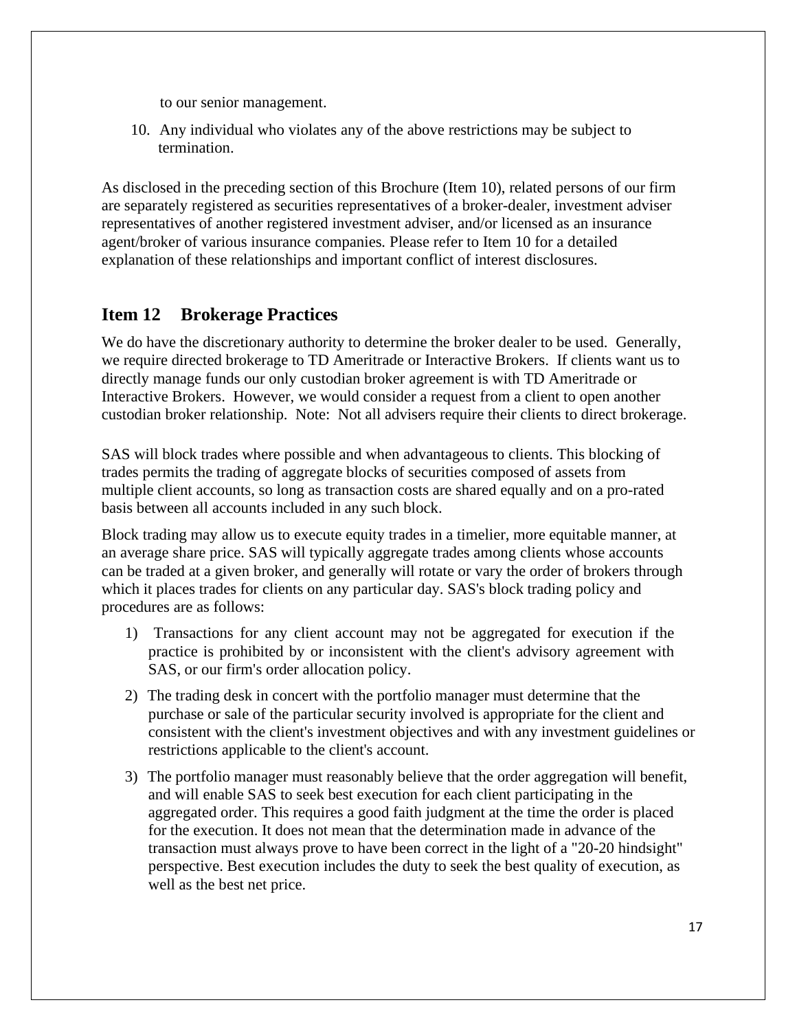to our senior management.

10. Any individual who violates any of the above restrictions may be subject to termination.

As disclosed in the preceding section of this Brochure (Item 10), related persons of our firm are separately registered as securities representatives of a broker-dealer, investment adviser representatives of another registered investment adviser, and/or licensed as an insurance agent/broker of various insurance companies. Please refer to Item 10 for a detailed explanation of these relationships and important conflict of interest disclosures.

## Item 12 Brokerage Practices

We do have the discretionary authority to determine the broker dealer to be used. Generally, we require directed brokerage to TD Ameritrade or Interactive Brokers. If clients want us to directly manage funds our only custodian broker agreement is with TD Ameritrade or Interactive Brokers. However, we would consider a request from a client to open another custodian broker relationship. Note: Not all advisers require their clients to direct brokerage.

SAS will block trades where possible and when advantageous to clients. This blocking of trades permits the trading of aggregate blocks of securities composed of assets from multiple client accounts, so long as transaction costs are shared equally and on a pro-rated basis between all accounts included in any such block.

Block trading may allow us to execute equity trades in a timelier, more equitable manner, at an average share price. SAS will typically aggregate trades among clients whose accounts can be traded at a given broker, and generally will rotate or vary the order of brokers through which it places trades for clients on any particular day. SAS's block trading policy and procedures are as follows:

1) Transactions for any client account may not be aggregated for execution if the practice is prohibited by or inconsistent with the client's advisory agreement with SAS, or our firm's order allocation policy.
2) The trading desk in concert with the portfolio manager must determine that the purchase or sale of the particular security involved is appropriate for the client and consistent with the client's investment objectives and with any investment guidelines or restrictions applicable to the client's account.
3) The portfolio manager must reasonably believe that the order aggregation will benefit, and will enable SAS to seek best execution for each client participating in the aggregated order. This requires a good faith judgment at the time the order is placed for the execution. It does not mean that the determination made in advance of the transaction must always prove to have been correct in the light of a "20-20 hindsight" perspective. Best execution includes the duty to seek the best quality of execution, as well as the best net price.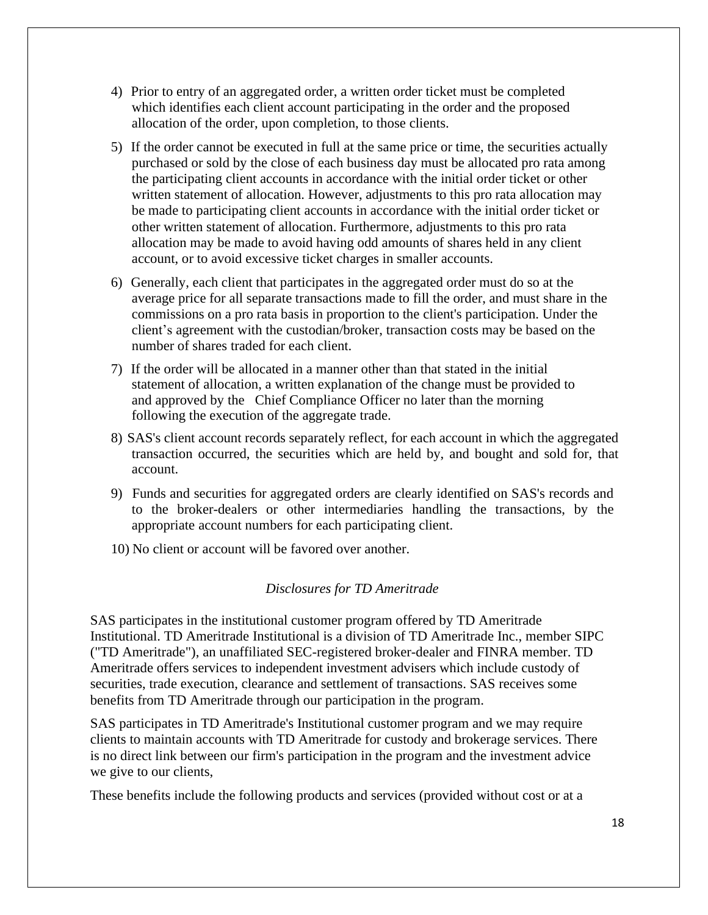4) Prior to entry of an aggregated order, a written order ticket must be completed which identifies each client account participating in the order and the proposed allocation of the order, upon completion, to those clients.

5) If the order cannot be executed in full at the same price or time, the securities actually purchased or sold by the close of each business day must be allocated pro rata among the participating client accounts in accordance with the initial order ticket or other written statement of allocation. However, adjustments to this pro rata allocation may be made to participating client accounts in accordance with the initial order ticket or other written statement of allocation. Furthermore, adjustments to this pro rata allocation may be made to avoid having odd amounts of shares held in any client account, or to avoid excessive ticket charges in smaller accounts.

6) Generally, each client that participates in the aggregated order must do so at the average price for all separate transactions made to fill the order, and must share in the commissions on a pro rata basis in proportion to the client's participation. Under the client's agreement with the custodian/broker, transaction costs may be based on the number of shares traded for each client.

7) If the order will be allocated in a manner other than that stated in the initial statement of allocation, a written explanation of the change must be provided to and approved by the Chief Compliance Officer no later than the morning following the execution of the aggregate trade.

8) SAS's client account records separately reflect, for each account in which the aggregated transaction occurred, the securities which are held by, and bought and sold for, that account.

9) Funds and securities for aggregated orders are clearly identified on SAS's records and to the broker-dealers or other intermediaries handling the transactions, by the appropriate account numbers for each participating client.

10) No client or account will be favored over another.

*Disclosures for TD Ameritrade*

SAS participates in the institutional customer program offered by TD Ameritrade Institutional. TD Ameritrade Institutional is a division of TD Ameritrade Inc., member SIPC ("TD Ameritrade"), an unaffiliated SEC-registered broker-dealer and FINRA member. TD Ameritrade offers services to independent investment advisers which include custody of securities, trade execution, clearance and settlement of transactions. SAS receives some benefits from TD Ameritrade through our participation in the program.

SAS participates in TD Ameritrade's Institutional customer program and we may require clients to maintain accounts with TD Ameritrade for custody and brokerage services. There is no direct link between our firm's participation in the program and the investment advice we give to our clients,

These benefits include the following products and services (provided without cost or at a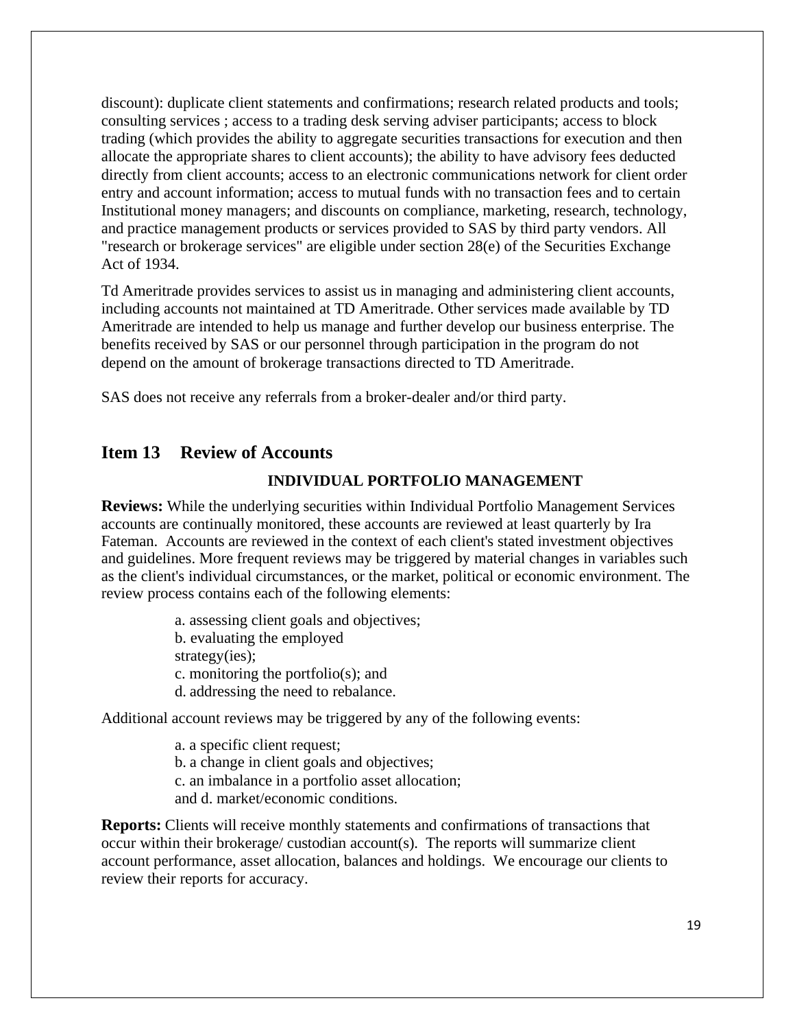discount): duplicate client statements and confirmations; research related products and tools; consulting services ; access to a trading desk serving adviser participants; access to block trading (which provides the ability to aggregate securities transactions for execution and then allocate the appropriate shares to client accounts); the ability to have advisory fees deducted directly from client accounts; access to an electronic communications network for client order entry and account information; access to mutual funds with no transaction fees and to certain Institutional money managers; and discounts on compliance, marketing, research, technology, and practice management products or services provided to SAS by third party vendors. All "research or brokerage services" are eligible under section 28(e) of the Securities Exchange Act of 1934.

Td Ameritrade provides services to assist us in managing and administering client accounts, including accounts not maintained at TD Ameritrade. Other services made available by TD Ameritrade are intended to help us manage and further develop our business enterprise. The benefits received by SAS or our personnel through participation in the program do not depend on the amount of brokerage transactions directed to TD Ameritrade.

SAS does not receive any referrals from a broker-dealer and/or third party.

## Item 13 Review of Accounts

**INDIVIDUAL PORTFOLIO MANAGEMENT**

**Reviews:** While the underlying securities within Individual Portfolio Management Services accounts are continually monitored, these accounts are reviewed at least quarterly by Ira Fateman. Accounts are reviewed in the context of each client's stated investment objectives and guidelines. More frequent reviews may be triggered by material changes in variables such as the client's individual circumstances, or the market, political or economic environment. The review process contains each of the following elements:

a. assessing client goals and objectives;
b. evaluating the employed strategy(ies);
c. monitoring the portfolio(s); and
d. addressing the need to rebalance.

Additional account reviews may be triggered by any of the following events:

a. a specific client request;
b. a change in client goals and objectives;
c. an imbalance in a portfolio asset allocation;
and d. market/economic conditions.

**Reports:** Clients will receive monthly statements and confirmations of transactions that occur within their brokerage/ custodian account(s). The reports will summarize client account performance, asset allocation, balances and holdings. We encourage our clients to review their reports for accuracy.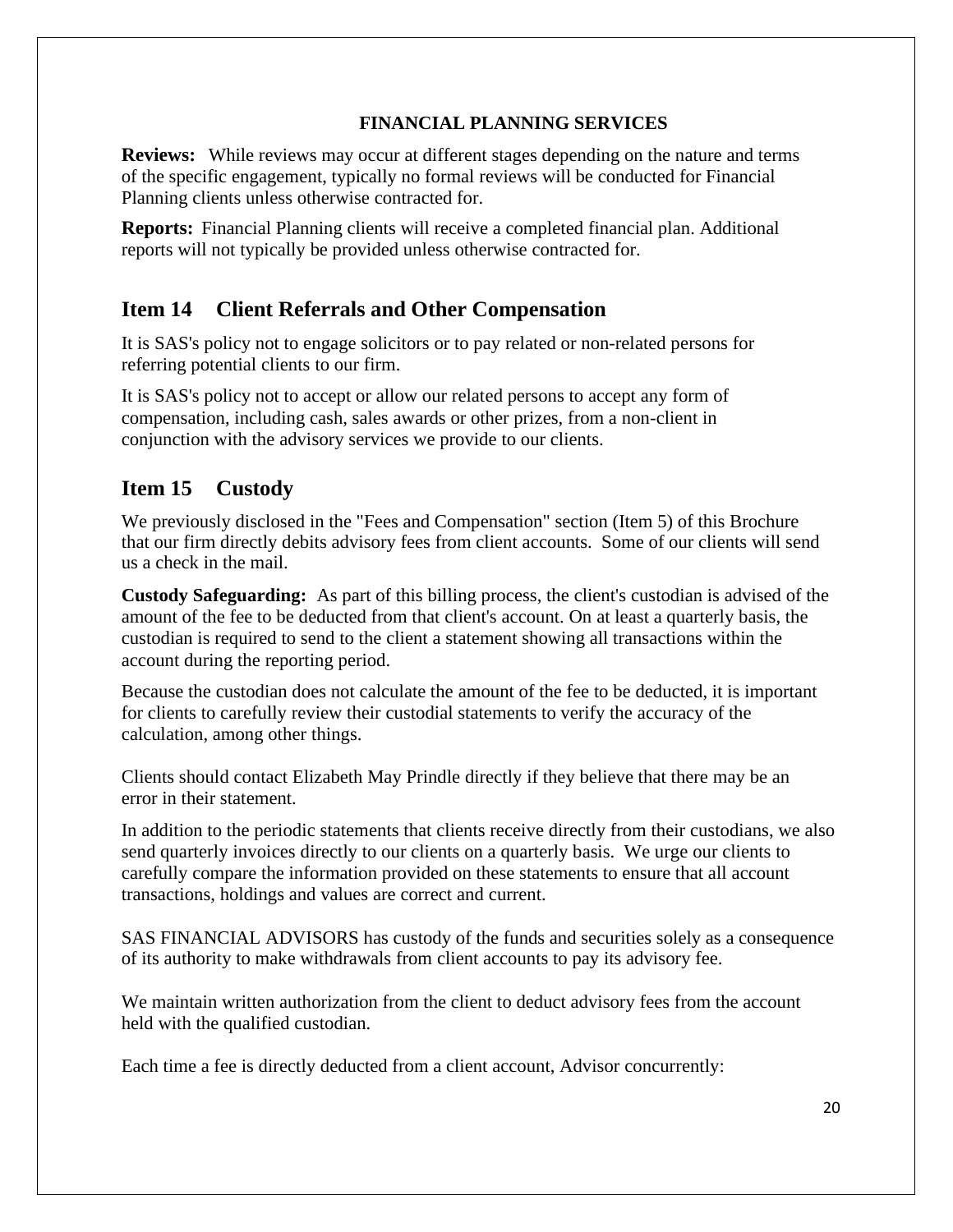**FINANCIAL PLANNING SERVICES**

**Reviews:** While reviews may occur at different stages depending on the nature and terms of the specific engagement, typically no formal reviews will be conducted for Financial Planning clients unless otherwise contracted for.

**Reports:** Financial Planning clients will receive a completed financial plan. Additional reports will not typically be provided unless otherwise contracted for.

## Item 14 Client Referrals and Other Compensation

It is SAS's policy not to engage solicitors or to pay related or non-related persons for referring potential clients to our firm.

It is SAS's policy not to accept or allow our related persons to accept any form of compensation, including cash, sales awards or other prizes, from a non-client in conjunction with the advisory services we provide to our clients.

## Item 15 Custody

We previously disclosed in the "Fees and Compensation" section (Item 5) of this Brochure that our firm directly debits advisory fees from client accounts. Some of our clients will send us a check in the mail.

**Custody Safeguarding:** As part of this billing process, the client's custodian is advised of the amount of the fee to be deducted from that client's account. On at least a quarterly basis, the custodian is required to send to the client a statement showing all transactions within the account during the reporting period.

Because the custodian does not calculate the amount of the fee to be deducted, it is important for clients to carefully review their custodial statements to verify the accuracy of the calculation, among other things.

Clients should contact Elizabeth May Prindle directly if they believe that there may be an error in their statement.

In addition to the periodic statements that clients receive directly from their custodians, we also send quarterly invoices directly to our clients on a quarterly basis. We urge our clients to carefully compare the information provided on these statements to ensure that all account transactions, holdings and values are correct and current.

SAS FINANCIAL ADVISORS has custody of the funds and securities solely as a consequence of its authority to make withdrawals from client accounts to pay its advisory fee.

We maintain written authorization from the client to deduct advisory fees from the account held with the qualified custodian.

Each time a fee is directly deducted from a client account, Advisor concurrently: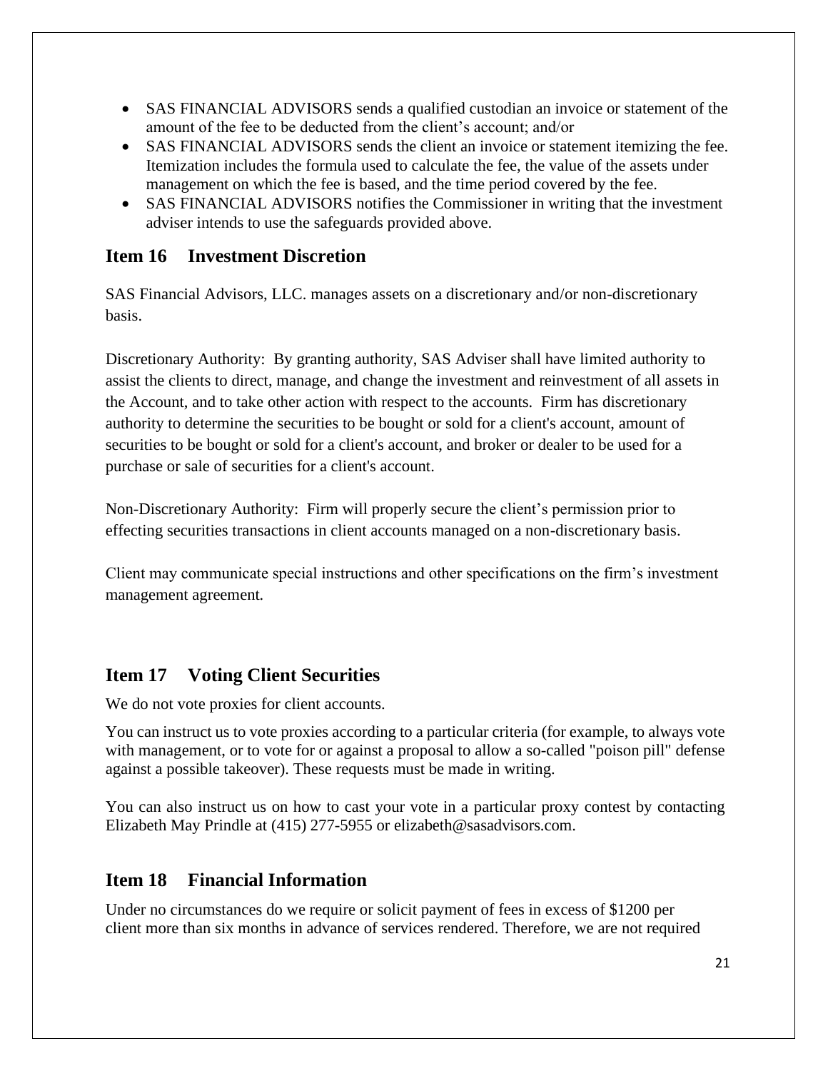- SAS FINANCIAL ADVISORS sends a qualified custodian an invoice or statement of the amount of the fee to be deducted from the client's account; and/or
- SAS FINANCIAL ADVISORS sends the client an invoice or statement itemizing the fee. Itemization includes the formula used to calculate the fee, the value of the assets under management on which the fee is based, and the time period covered by the fee.
- SAS FINANCIAL ADVISORS notifies the Commissioner in writing that the investment adviser intends to use the safeguards provided above.

## Item 16 Investment Discretion

SAS Financial Advisors, LLC. manages assets on a discretionary and/or non-discretionary basis.

Discretionary Authority: By granting authority, SAS Adviser shall have limited authority to assist the clients to direct, manage, and change the investment and reinvestment of all assets in the Account, and to take other action with respect to the accounts. Firm has discretionary authority to determine the securities to be bought or sold for a client's account, amount of securities to be bought or sold for a client's account, and broker or dealer to be used for a purchase or sale of securities for a client's account.

Non-Discretionary Authority: Firm will properly secure the client's permission prior to effecting securities transactions in client accounts managed on a non-discretionary basis.

Client may communicate special instructions and other specifications on the firm's investment management agreement.

## Item 17 Voting Client Securities

We do not vote proxies for client accounts.

You can instruct us to vote proxies according to a particular criteria (for example, to always vote with management, or to vote for or against a proposal to allow a so-called "poison pill" defense against a possible takeover). These requests must be made in writing.

You can also instruct us on how to cast your vote in a particular proxy contest by contacting Elizabeth May Prindle at (415) 277-5955 or elizabeth@sasadvisors.com.

## Item 18 Financial Information

Under no circumstances do we require or solicit payment of fees in excess of $1200 per client more than six months in advance of services rendered. Therefore, we are not required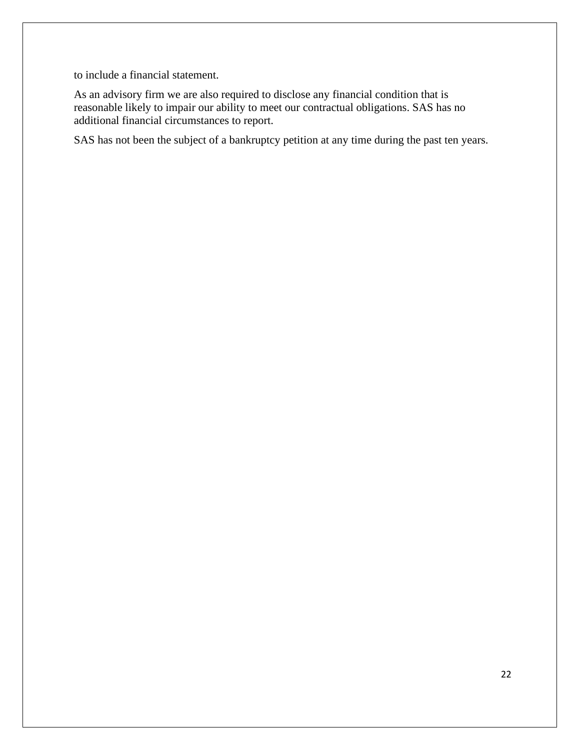to include a financial statement.

As an advisory firm we are also required to disclose any financial condition that is reasonable likely to impair our ability to meet our contractual obligations. SAS has no additional financial circumstances to report.

SAS has not been the subject of a bankruptcy petition at any time during the past ten years.